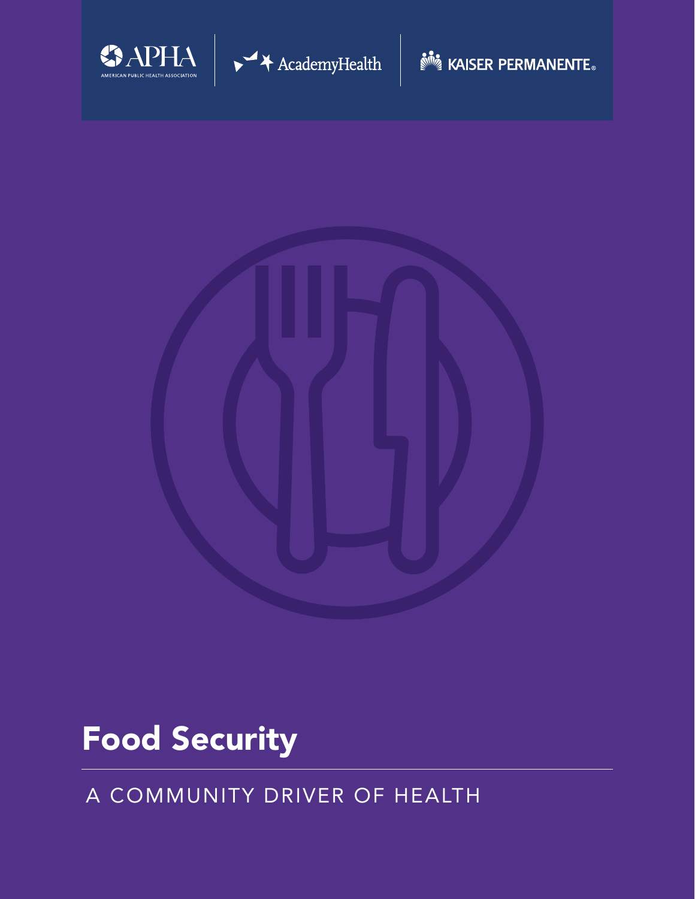APHA AMERICAN PUBLIC HEALTH ASSOCIATION | AcademyHealth | KAISER PERMANENTE®

# Food Security

## A COMMUNITY DRIVER OF HEALTH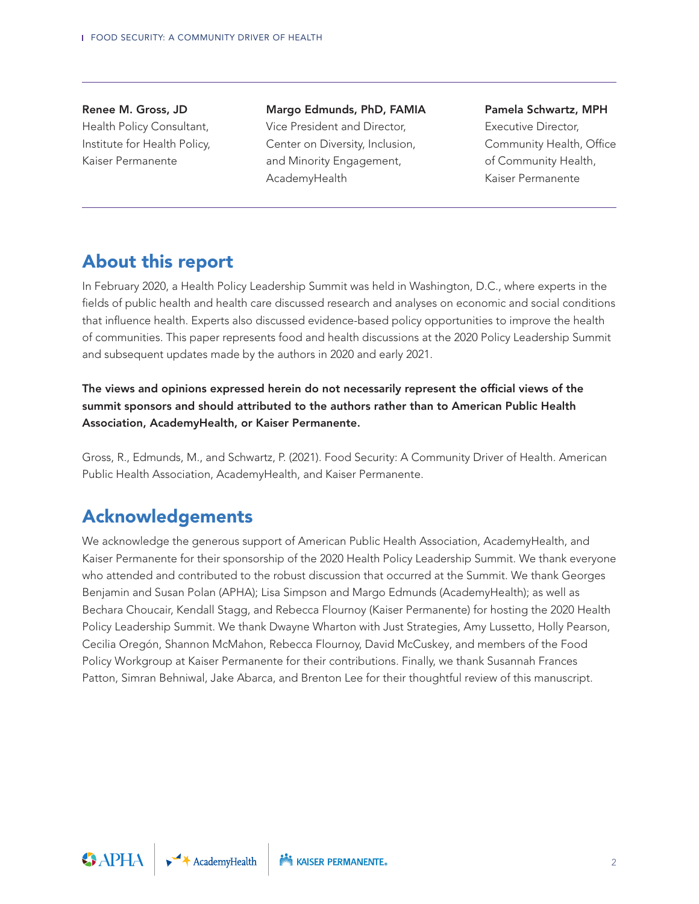**Renee M. Gross, JD**
Health Policy Consultant, Institute for Health Policy, Kaiser Permanente

**Margo Edmunds, PhD, FAMIA**
Vice President and Director, Center on Diversity, Inclusion, and Minority Engagement, AcademyHealth

**Pamela Schwartz, MPH**
Executive Director, Community Health, Office of Community Health, Kaiser Permanente

## About this report

In February 2020, a Health Policy Leadership Summit was held in Washington, D.C., where experts in the fields of public health and health care discussed research and analyses on economic and social conditions that influence health. Experts also discussed evidence-based policy opportunities to improve the health of communities. This paper represents food and health discussions at the 2020 Policy Leadership Summit and subsequent updates made by the authors in 2020 and early 2021.

**The views and opinions expressed herein do not necessarily represent the official views of the summit sponsors and should attributed to the authors rather than to American Public Health Association, AcademyHealth, or Kaiser Permanente.**

Gross, R., Edmunds, M., and Schwartz, P. (2021). Food Security: A Community Driver of Health. American Public Health Association, AcademyHealth, and Kaiser Permanente.

## Acknowledgements

We acknowledge the generous support of American Public Health Association, AcademyHealth, and Kaiser Permanente for their sponsorship of the 2020 Health Policy Leadership Summit. We thank everyone who attended and contributed to the robust discussion that occurred at the Summit. We thank Georges Benjamin and Susan Polan (APHA); Lisa Simpson and Margo Edmunds (AcademyHealth); as well as Bechara Choucair, Kendall Stagg, and Rebecca Flournoy (Kaiser Permanente) for hosting the 2020 Health Policy Leadership Summit. We thank Dwayne Wharton with Just Strategies, Amy Lussetto, Holly Pearson, Cecilia Oregón, Shannon McMahon, Rebecca Flournoy, David McCuskey, and members of the Food Policy Workgroup at Kaiser Permanente for their contributions. Finally, we thank Susannah Frances Patton, Simran Behniwal, Jake Abarca, and Brenton Lee for their thoughtful review of this manuscript.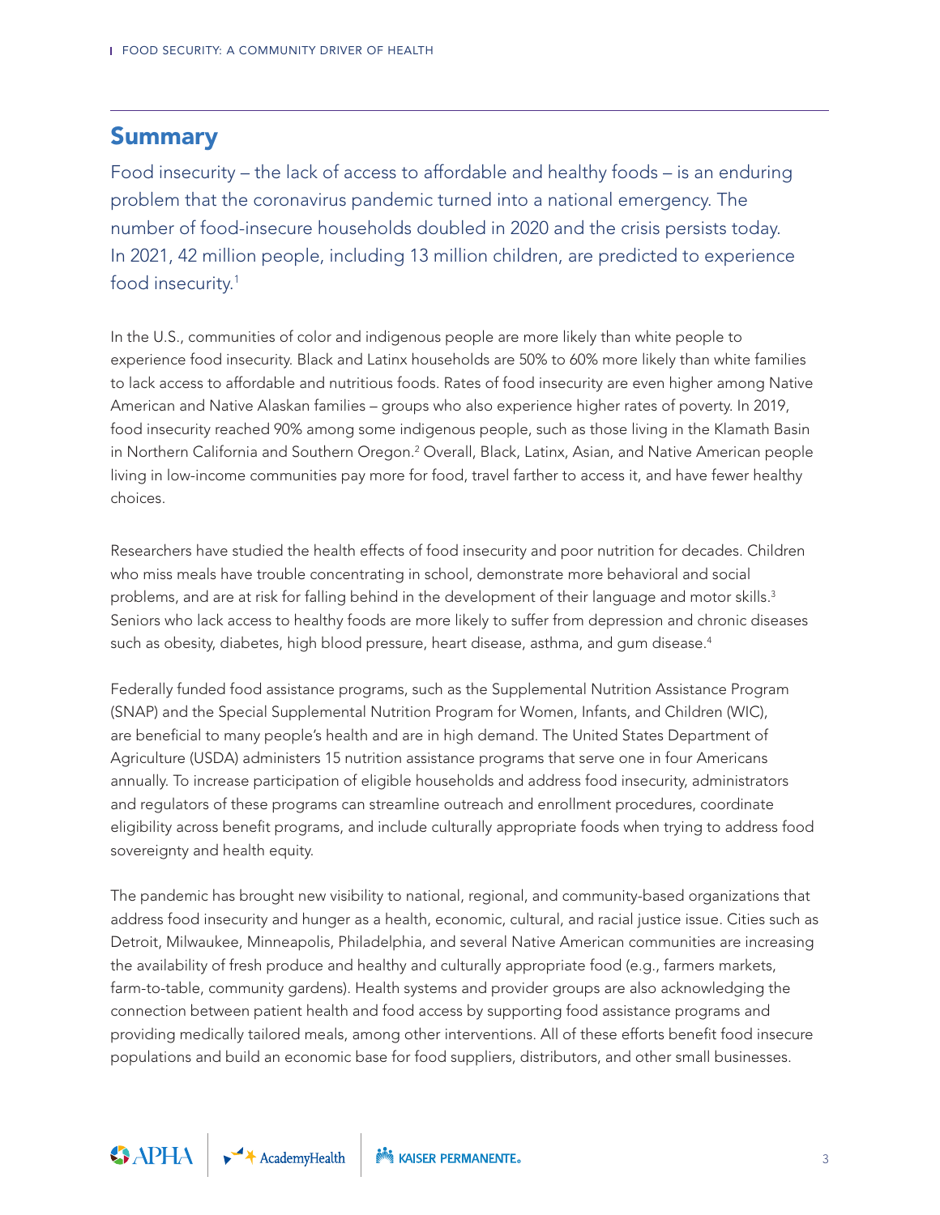## Summary

Food insecurity – the lack of access to affordable and healthy foods – is an enduring problem that the coronavirus pandemic turned into a national emergency. The number of food-insecure households doubled in 2020 and the crisis persists today. In 2021, 42 million people, including 13 million children, are predicted to experience food insecurity.[1]

In the U.S., communities of color and indigenous people are more likely than white people to experience food insecurity. Black and Latinx households are 50% to 60% more likely than white families to lack access to affordable and nutritious foods. Rates of food insecurity are even higher among Native American and Native Alaskan families – groups who also experience higher rates of poverty. In 2019, food insecurity reached 90% among some indigenous people, such as those living in the Klamath Basin in Northern California and Southern Oregon.[2] Overall, Black, Latinx, Asian, and Native American people living in low-income communities pay more for food, travel farther to access it, and have fewer healthy choices.

Researchers have studied the health effects of food insecurity and poor nutrition for decades. Children who miss meals have trouble concentrating in school, demonstrate more behavioral and social problems, and are at risk for falling behind in the development of their language and motor skills.[3] Seniors who lack access to healthy foods are more likely to suffer from depression and chronic diseases such as obesity, diabetes, high blood pressure, heart disease, asthma, and gum disease.[4]

Federally funded food assistance programs, such as the Supplemental Nutrition Assistance Program (SNAP) and the Special Supplemental Nutrition Program for Women, Infants, and Children (WIC), are beneficial to many people's health and are in high demand. The United States Department of Agriculture (USDA) administers 15 nutrition assistance programs that serve one in four Americans annually. To increase participation of eligible households and address food insecurity, administrators and regulators of these programs can streamline outreach and enrollment procedures, coordinate eligibility across benefit programs, and include culturally appropriate foods when trying to address food sovereignty and health equity.

The pandemic has brought new visibility to national, regional, and community-based organizations that address food insecurity and hunger as a health, economic, cultural, and racial justice issue. Cities such as Detroit, Milwaukee, Minneapolis, Philadelphia, and several Native American communities are increasing the availability of fresh produce and healthy and culturally appropriate food (e.g., farmers markets, farm-to-table, community gardens). Health systems and provider groups are also acknowledging the connection between patient health and food access by supporting food assistance programs and providing medically tailored meals, among other interventions. All of these efforts benefit food insecure populations and build an economic base for food suppliers, distributors, and other small businesses.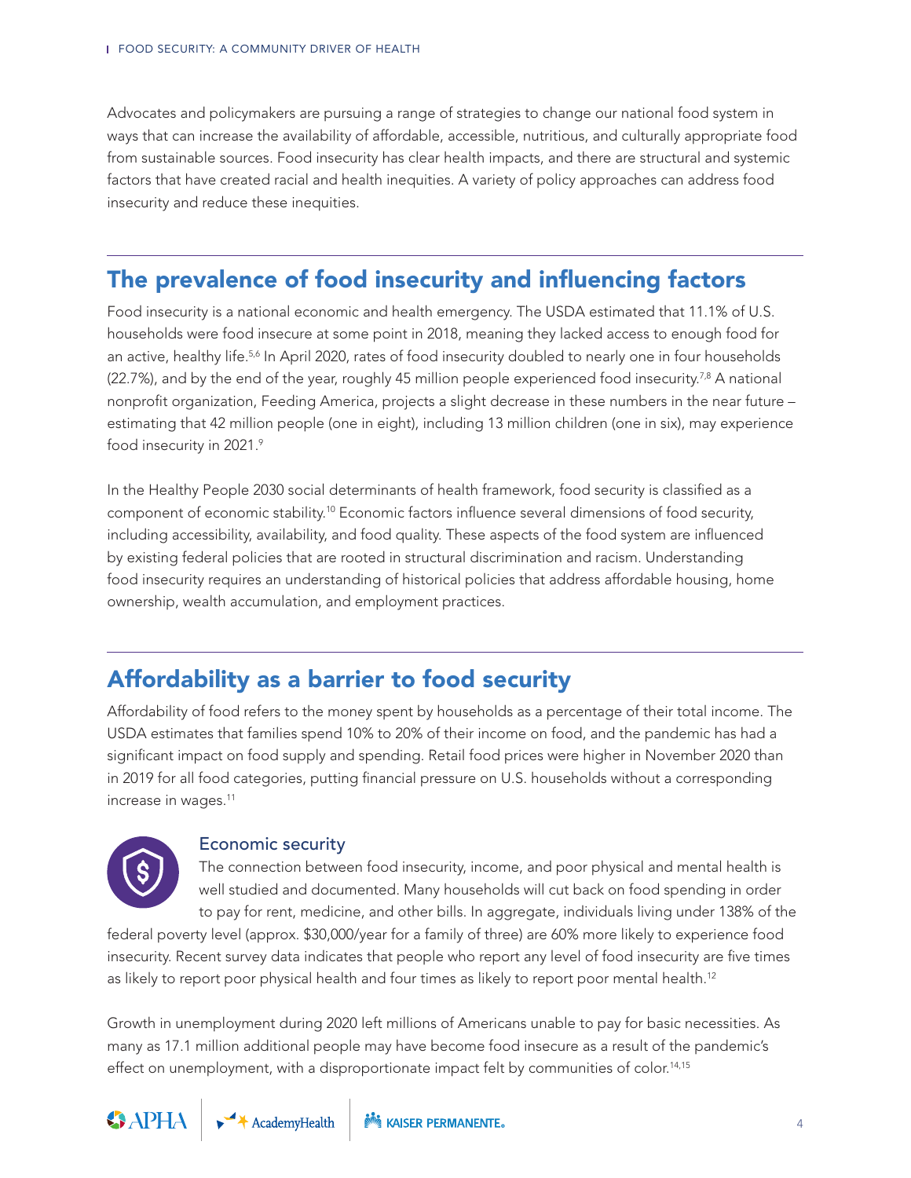Advocates and policymakers are pursuing a range of strategies to change our national food system in ways that can increase the availability of affordable, accessible, nutritious, and culturally appropriate food from sustainable sources. Food insecurity has clear health impacts, and there are structural and systemic factors that have created racial and health inequities. A variety of policy approaches can address food insecurity and reduce these inequities.

## The prevalence of food insecurity and influencing factors

Food insecurity is a national economic and health emergency. The USDA estimated that 11.1% of U.S. households were food insecure at some point in 2018, meaning they lacked access to enough food for an active, healthy life.[5,6] In April 2020, rates of food insecurity doubled to nearly one in four households (22.7%), and by the end of the year, roughly 45 million people experienced food insecurity.[7,8] A national nonprofit organization, Feeding America, projects a slight decrease in these numbers in the near future – estimating that 42 million people (one in eight), including 13 million children (one in six), may experience food insecurity in 2021.[9]

In the Healthy People 2030 social determinants of health framework, food security is classified as a component of economic stability.[10] Economic factors influence several dimensions of food security, including accessibility, availability, and food quality. These aspects of the food system are influenced by existing federal policies that are rooted in structural discrimination and racism. Understanding food insecurity requires an understanding of historical policies that address affordable housing, home ownership, wealth accumulation, and employment practices.

## Affordability as a barrier to food security

Affordability of food refers to the money spent by households as a percentage of their total income. The USDA estimates that families spend 10% to 20% of their income on food, and the pandemic has had a significant impact on food supply and spending. Retail food prices were higher in November 2020 than in 2019 for all food categories, putting financial pressure on U.S. households without a corresponding increase in wages.[11]

### Economic security

The connection between food insecurity, income, and poor physical and mental health is well studied and documented. Many households will cut back on food spending in order to pay for rent, medicine, and other bills. In aggregate, individuals living under 138% of the federal poverty level (approx. $30,000/year for a family of three) are 60% more likely to experience food insecurity. Recent survey data indicates that people who report any level of food insecurity are five times as likely to report poor physical health and four times as likely to report poor mental health.[12]

Growth in unemployment during 2020 left millions of Americans unable to pay for basic necessities. As many as 17.1 million additional people may have become food insecure as a result of the pandemic's effect on unemployment, with a disproportionate impact felt by communities of color.[14,15]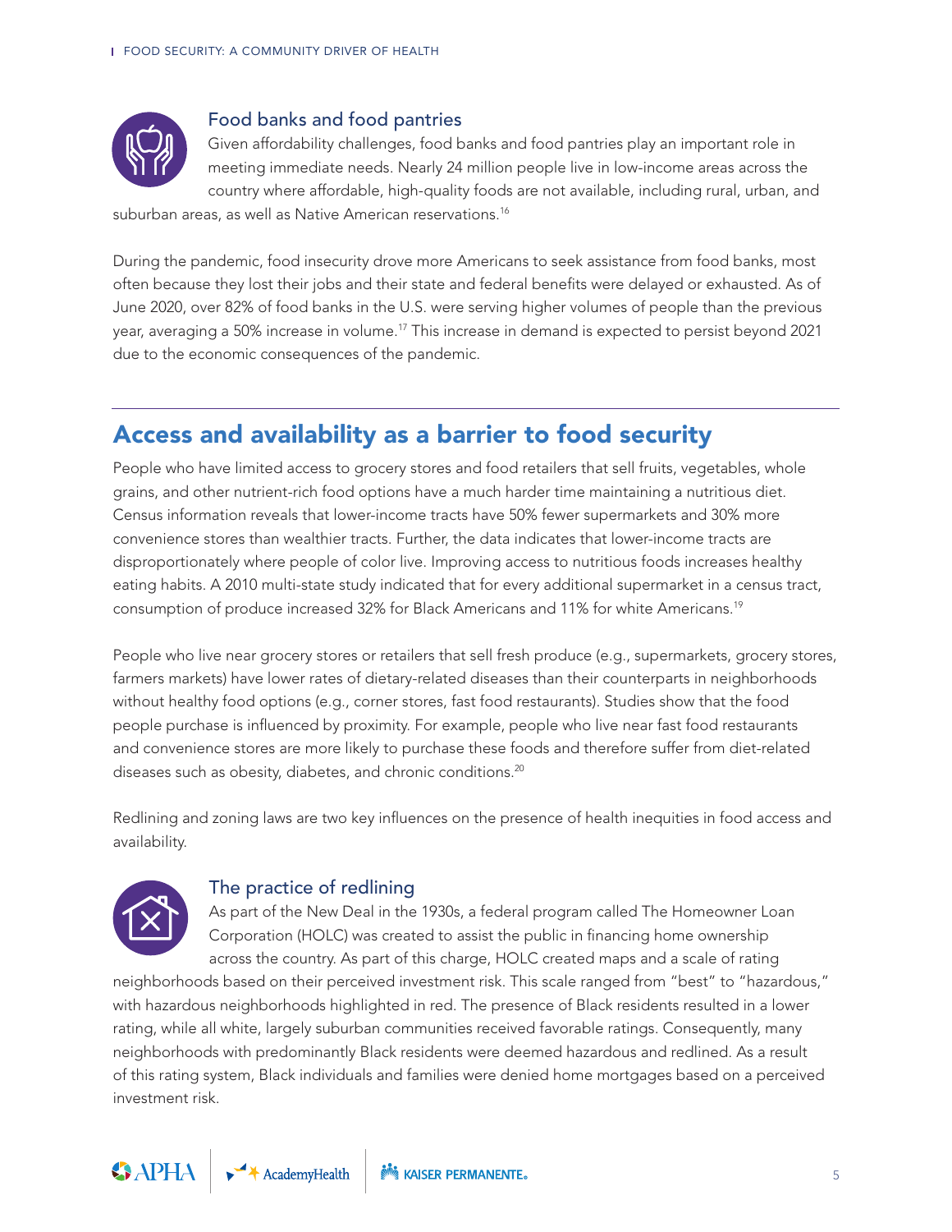### Food banks and food pantries

Given affordability challenges, food banks and food pantries play an important role in meeting immediate needs. Nearly 24 million people live in low-income areas across the country where affordable, high-quality foods are not available, including rural, urban, and suburban areas, as well as Native American reservations.[16]

During the pandemic, food insecurity drove more Americans to seek assistance from food banks, most often because they lost their jobs and their state and federal benefits were delayed or exhausted. As of June 2020, over 82% of food banks in the U.S. were serving higher volumes of people than the previous year, averaging a 50% increase in volume.[17] This increase in demand is expected to persist beyond 2021 due to the economic consequences of the pandemic.

## Access and availability as a barrier to food security

People who have limited access to grocery stores and food retailers that sell fruits, vegetables, whole grains, and other nutrient-rich food options have a much harder time maintaining a nutritious diet. Census information reveals that lower-income tracts have 50% fewer supermarkets and 30% more convenience stores than wealthier tracts. Further, the data indicates that lower-income tracts are disproportionately where people of color live. Improving access to nutritious foods increases healthy eating habits. A 2010 multi-state study indicated that for every additional supermarket in a census tract, consumption of produce increased 32% for Black Americans and 11% for white Americans.[19]

People who live near grocery stores or retailers that sell fresh produce (e.g., supermarkets, grocery stores, farmers markets) have lower rates of dietary-related diseases than their counterparts in neighborhoods without healthy food options (e.g., corner stores, fast food restaurants). Studies show that the food people purchase is influenced by proximity. For example, people who live near fast food restaurants and convenience stores are more likely to purchase these foods and therefore suffer from diet-related diseases such as obesity, diabetes, and chronic conditions.[20]

Redlining and zoning laws are two key influences on the presence of health inequities in food access and availability.

### The practice of redlining

As part of the New Deal in the 1930s, a federal program called The Homeowner Loan Corporation (HOLC) was created to assist the public in financing home ownership across the country. As part of this charge, HOLC created maps and a scale of rating neighborhoods based on their perceived investment risk. This scale ranged from "best" to "hazardous," with hazardous neighborhoods highlighted in red. The presence of Black residents resulted in a lower rating, while all white, largely suburban communities received favorable ratings. Consequently, many neighborhoods with predominantly Black residents were deemed hazardous and redlined. As a result of this rating system, Black individuals and families were denied home mortgages based on a perceived investment risk.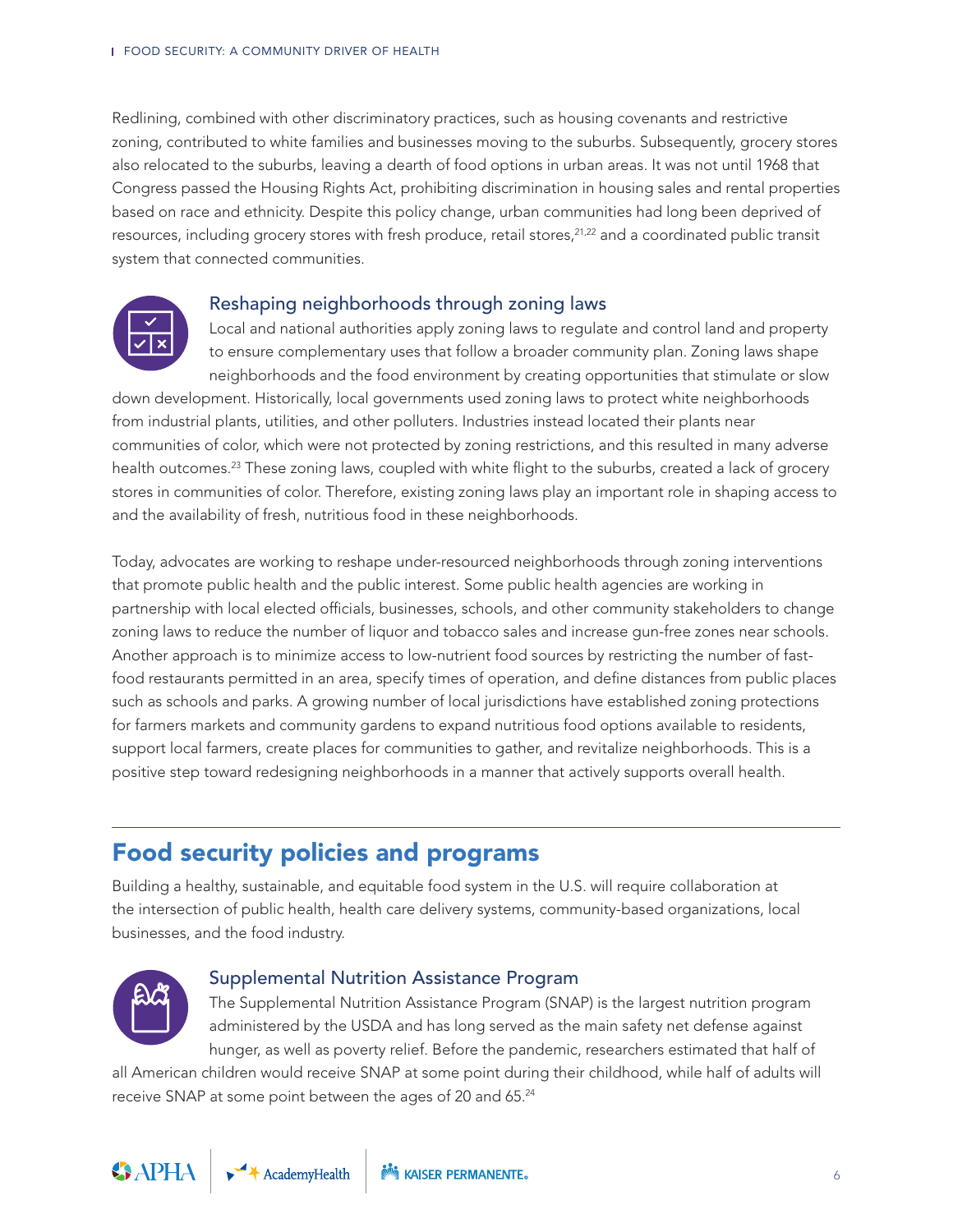Redlining, combined with other discriminatory practices, such as housing covenants and restrictive zoning, contributed to white families and businesses moving to the suburbs. Subsequently, grocery stores also relocated to the suburbs, leaving a dearth of food options in urban areas. It was not until 1968 that Congress passed the Housing Rights Act, prohibiting discrimination in housing sales and rental properties based on race and ethnicity. Despite this policy change, urban communities had long been deprived of resources, including grocery stores with fresh produce, retail stores,[21,22] and a coordinated public transit system that connected communities.

### Reshaping neighborhoods through zoning laws

Local and national authorities apply zoning laws to regulate and control land and property to ensure complementary uses that follow a broader community plan. Zoning laws shape neighborhoods and the food environment by creating opportunities that stimulate or slow down development. Historically, local governments used zoning laws to protect white neighborhoods from industrial plants, utilities, and other polluters. Industries instead located their plants near communities of color, which were not protected by zoning restrictions, and this resulted in many adverse health outcomes.[23] These zoning laws, coupled with white flight to the suburbs, created a lack of grocery stores in communities of color. Therefore, existing zoning laws play an important role in shaping access to and the availability of fresh, nutritious food in these neighborhoods.

Today, advocates are working to reshape under-resourced neighborhoods through zoning interventions that promote public health and the public interest. Some public health agencies are working in partnership with local elected officials, businesses, schools, and other community stakeholders to change zoning laws to reduce the number of liquor and tobacco sales and increase gun-free zones near schools. Another approach is to minimize access to low-nutrient food sources by restricting the number of fast-food restaurants permitted in an area, specify times of operation, and define distances from public places such as schools and parks. A growing number of local jurisdictions have established zoning protections for farmers markets and community gardens to expand nutritious food options available to residents, support local farmers, create places for communities to gather, and revitalize neighborhoods. This is a positive step toward redesigning neighborhoods in a manner that actively supports overall health.

## Food security policies and programs

Building a healthy, sustainable, and equitable food system in the U.S. will require collaboration at the intersection of public health, health care delivery systems, community-based organizations, local businesses, and the food industry.

### Supplemental Nutrition Assistance Program

The Supplemental Nutrition Assistance Program (SNAP) is the largest nutrition program administered by the USDA and has long served as the main safety net defense against hunger, as well as poverty relief. Before the pandemic, researchers estimated that half of all American children would receive SNAP at some point during their childhood, while half of adults will receive SNAP at some point between the ages of 20 and 65.[24]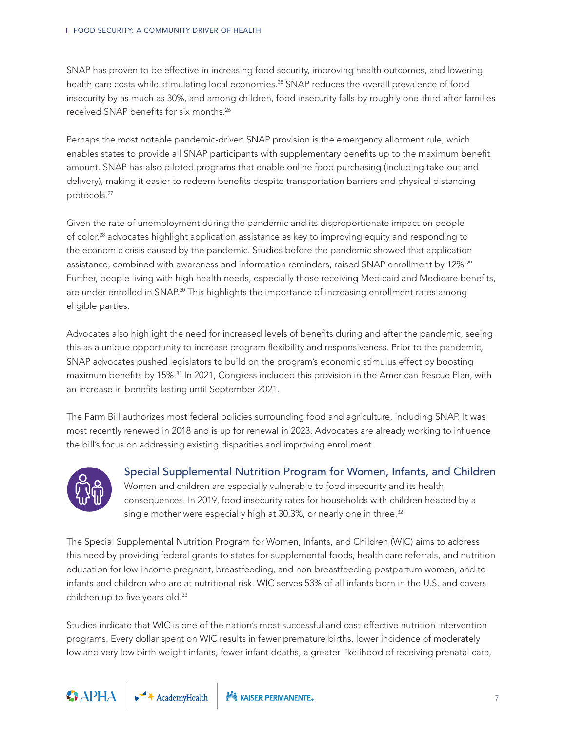SNAP has proven to be effective in increasing food security, improving health outcomes, and lowering health care costs while stimulating local economies.[25] SNAP reduces the overall prevalence of food insecurity by as much as 30%, and among children, food insecurity falls by roughly one-third after families received SNAP benefits for six months.[26]

Perhaps the most notable pandemic-driven SNAP provision is the emergency allotment rule, which enables states to provide all SNAP participants with supplementary benefits up to the maximum benefit amount. SNAP has also piloted programs that enable online food purchasing (including take-out and delivery), making it easier to redeem benefits despite transportation barriers and physical distancing protocols.[27]

Given the rate of unemployment during the pandemic and its disproportionate impact on people of color,[28] advocates highlight application assistance as key to improving equity and responding to the economic crisis caused by the pandemic. Studies before the pandemic showed that application assistance, combined with awareness and information reminders, raised SNAP enrollment by 12%.[29] Further, people living with high health needs, especially those receiving Medicaid and Medicare benefits, are under-enrolled in SNAP.[30] This highlights the importance of increasing enrollment rates among eligible parties.

Advocates also highlight the need for increased levels of benefits during and after the pandemic, seeing this as a unique opportunity to increase program flexibility and responsiveness. Prior to the pandemic, SNAP advocates pushed legislators to build on the program's economic stimulus effect by boosting maximum benefits by 15%.[31] In 2021, Congress included this provision in the American Rescue Plan, with an increase in benefits lasting until September 2021.

The Farm Bill authorizes most federal policies surrounding food and agriculture, including SNAP. It was most recently renewed in 2018 and is up for renewal in 2023. Advocates are already working to influence the bill's focus on addressing existing disparities and improving enrollment.

## Special Supplemental Nutrition Program for Women, Infants, and Children

Women and children are especially vulnerable to food insecurity and its health consequences. In 2019, food insecurity rates for households with children headed by a single mother were especially high at 30.3%, or nearly one in three.[32]

The Special Supplemental Nutrition Program for Women, Infants, and Children (WIC) aims to address this need by providing federal grants to states for supplemental foods, health care referrals, and nutrition education for low-income pregnant, breastfeeding, and non-breastfeeding postpartum women, and to infants and children who are at nutritional risk. WIC serves 53% of all infants born in the U.S. and covers children up to five years old.[33]

Studies indicate that WIC is one of the nation's most successful and cost-effective nutrition intervention programs. Every dollar spent on WIC results in fewer premature births, lower incidence of moderately low and very low birth weight infants, fewer infant deaths, a greater likelihood of receiving prenatal care,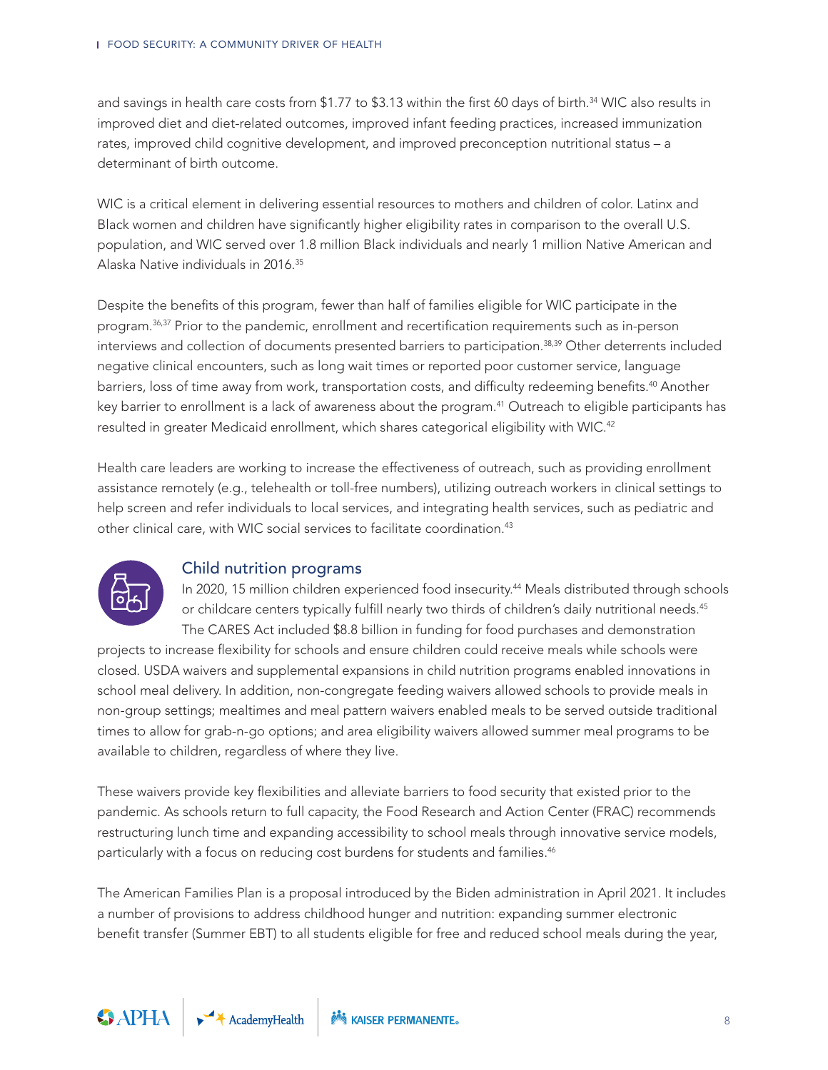and savings in health care costs from $1.77 to $3.13 within the first 60 days of birth.[34] WIC also results in improved diet and diet-related outcomes, improved infant feeding practices, increased immunization rates, improved child cognitive development, and improved preconception nutritional status – a determinant of birth outcome.

WIC is a critical element in delivering essential resources to mothers and children of color. Latinx and Black women and children have significantly higher eligibility rates in comparison to the overall U.S. population, and WIC served over 1.8 million Black individuals and nearly 1 million Native American and Alaska Native individuals in 2016.[35]

Despite the benefits of this program, fewer than half of families eligible for WIC participate in the program.[36,37] Prior to the pandemic, enrollment and recertification requirements such as in-person interviews and collection of documents presented barriers to participation.[38,39] Other deterrents included negative clinical encounters, such as long wait times or reported poor customer service, language barriers, loss of time away from work, transportation costs, and difficulty redeeming benefits.[40] Another key barrier to enrollment is a lack of awareness about the program.[41] Outreach to eligible participants has resulted in greater Medicaid enrollment, which shares categorical eligibility with WIC.[42]

Health care leaders are working to increase the effectiveness of outreach, such as providing enrollment assistance remotely (e.g., telehealth or toll-free numbers), utilizing outreach workers in clinical settings to help screen and refer individuals to local services, and integrating health services, such as pediatric and other clinical care, with WIC social services to facilitate coordination.[43]

### Child nutrition programs

In 2020, 15 million children experienced food insecurity.[44] Meals distributed through schools or childcare centers typically fulfill nearly two thirds of children's daily nutritional needs.[45] The CARES Act included $8.8 billion in funding for food purchases and demonstration projects to increase flexibility for schools and ensure children could receive meals while schools were closed. USDA waivers and supplemental expansions in child nutrition programs enabled innovations in school meal delivery. In addition, non-congregate feeding waivers allowed schools to provide meals in non-group settings; mealtimes and meal pattern waivers enabled meals to be served outside traditional times to allow for grab-n-go options; and area eligibility waivers allowed summer meal programs to be available to children, regardless of where they live.

These waivers provide key flexibilities and alleviate barriers to food security that existed prior to the pandemic. As schools return to full capacity, the Food Research and Action Center (FRAC) recommends restructuring lunch time and expanding accessibility to school meals through innovative service models, particularly with a focus on reducing cost burdens for students and families.[46]

The American Families Plan is a proposal introduced by the Biden administration in April 2021. It includes a number of provisions to address childhood hunger and nutrition: expanding summer electronic benefit transfer (Summer EBT) to all students eligible for free and reduced school meals during the year,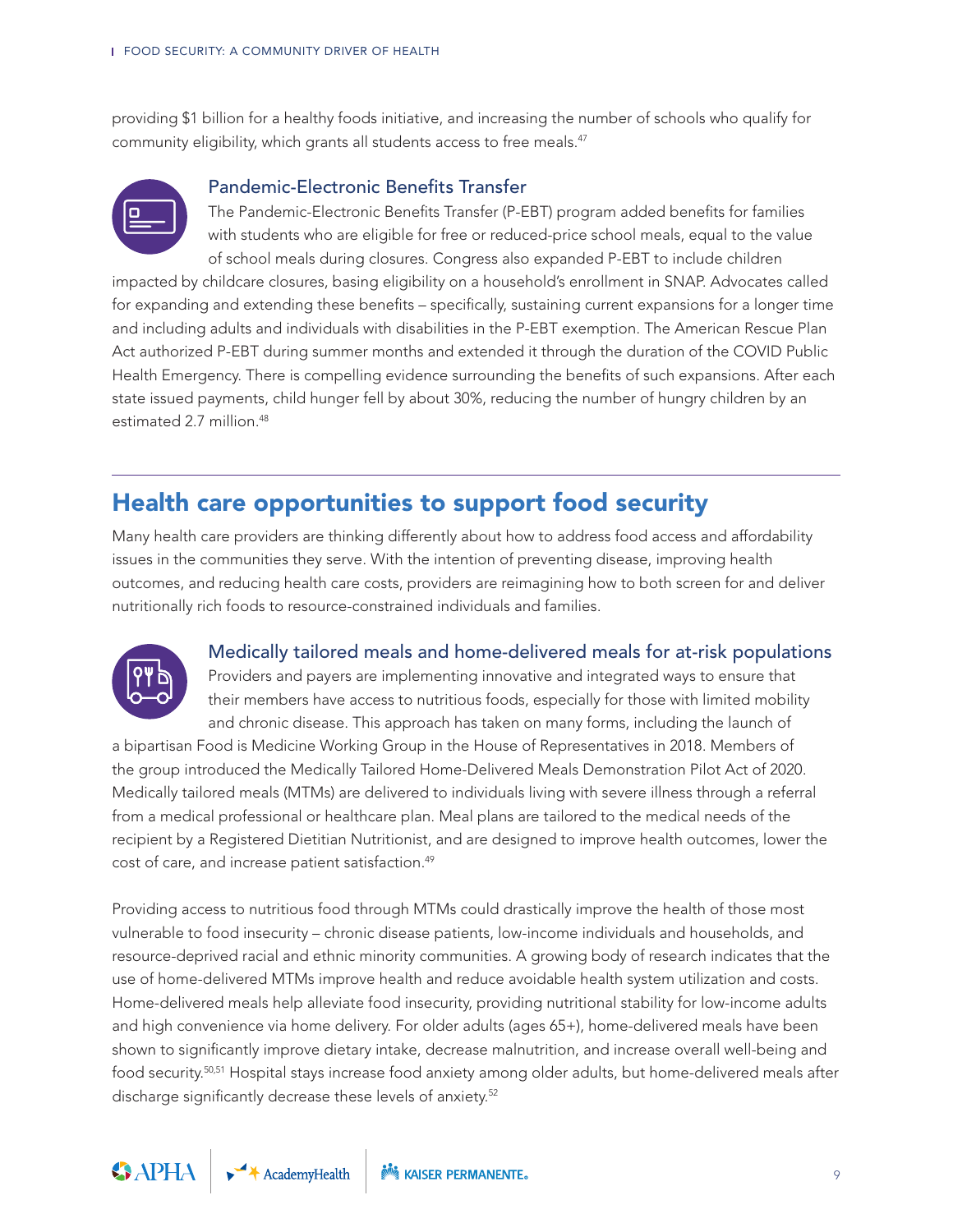providing $1 billion for a healthy foods initiative, and increasing the number of schools who qualify for community eligibility, which grants all students access to free meals.[47]

### Pandemic-Electronic Benefits Transfer

The Pandemic-Electronic Benefits Transfer (P-EBT) program added benefits for families with students who are eligible for free or reduced-price school meals, equal to the value of school meals during closures. Congress also expanded P-EBT to include children impacted by childcare closures, basing eligibility on a household's enrollment in SNAP. Advocates called for expanding and extending these benefits – specifically, sustaining current expansions for a longer time and including adults and individuals with disabilities in the P-EBT exemption. The American Rescue Plan Act authorized P-EBT during summer months and extended it through the duration of the COVID Public Health Emergency. There is compelling evidence surrounding the benefits of such expansions. After each state issued payments, child hunger fell by about 30%, reducing the number of hungry children by an estimated 2.7 million.[48]

## Health care opportunities to support food security

Many health care providers are thinking differently about how to address food access and affordability issues in the communities they serve. With the intention of preventing disease, improving health outcomes, and reducing health care costs, providers are reimagining how to both screen for and deliver nutritionally rich foods to resource-constrained individuals and families.

### Medically tailored meals and home-delivered meals for at-risk populations

Providers and payers are implementing innovative and integrated ways to ensure that their members have access to nutritious foods, especially for those with limited mobility and chronic disease. This approach has taken on many forms, including the launch of a bipartisan Food is Medicine Working Group in the House of Representatives in 2018. Members of the group introduced the Medically Tailored Home-Delivered Meals Demonstration Pilot Act of 2020. Medically tailored meals (MTMs) are delivered to individuals living with severe illness through a referral from a medical professional or healthcare plan. Meal plans are tailored to the medical needs of the recipient by a Registered Dietitian Nutritionist, and are designed to improve health outcomes, lower the cost of care, and increase patient satisfaction.[49]

Providing access to nutritious food through MTMs could drastically improve the health of those most vulnerable to food insecurity – chronic disease patients, low-income individuals and households, and resource-deprived racial and ethnic minority communities. A growing body of research indicates that the use of home-delivered MTMs improve health and reduce avoidable health system utilization and costs. Home-delivered meals help alleviate food insecurity, providing nutritional stability for low-income adults and high convenience via home delivery. For older adults (ages 65+), home-delivered meals have been shown to significantly improve dietary intake, decrease malnutrition, and increase overall well-being and food security.[50,51] Hospital stays increase food anxiety among older adults, but home-delivered meals after discharge significantly decrease these levels of anxiety.[52]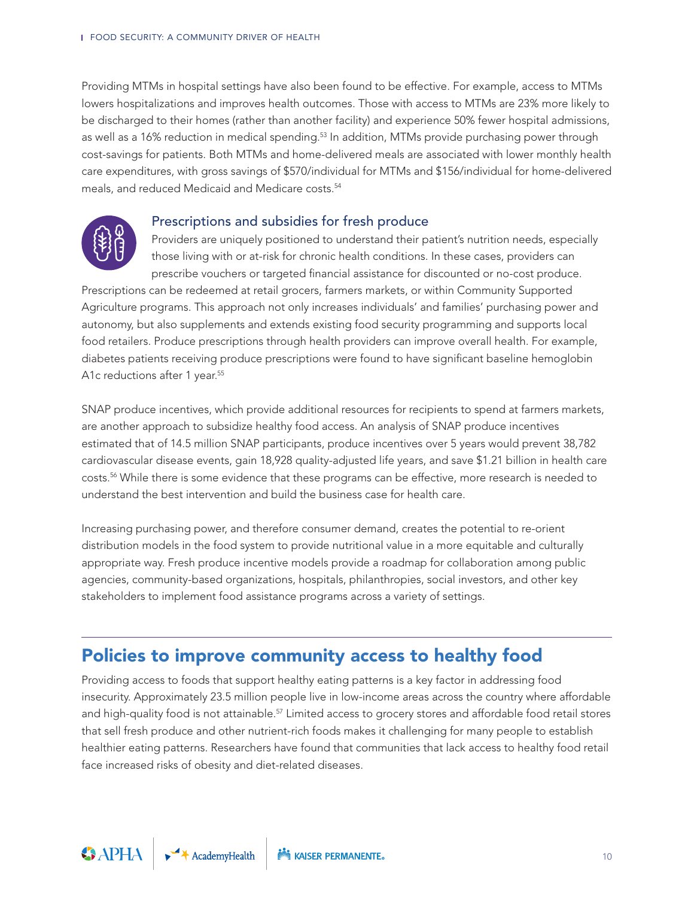Providing MTMs in hospital settings have also been found to be effective. For example, access to MTMs lowers hospitalizations and improves health outcomes. Those with access to MTMs are 23% more likely to be discharged to their homes (rather than another facility) and experience 50% fewer hospital admissions, as well as a 16% reduction in medical spending.[53] In addition, MTMs provide purchasing power through cost-savings for patients. Both MTMs and home-delivered meals are associated with lower monthly health care expenditures, with gross savings of $570/individual for MTMs and $156/individual for home-delivered meals, and reduced Medicaid and Medicare costs.[54]

### Prescriptions and subsidies for fresh produce

Providers are uniquely positioned to understand their patient's nutrition needs, especially those living with or at-risk for chronic health conditions. In these cases, providers can prescribe vouchers or targeted financial assistance for discounted or no-cost produce. Prescriptions can be redeemed at retail grocers, farmers markets, or within Community Supported Agriculture programs. This approach not only increases individuals' and families' purchasing power and autonomy, but also supplements and extends existing food security programming and supports local food retailers. Produce prescriptions through health providers can improve overall health. For example, diabetes patients receiving produce prescriptions were found to have significant baseline hemoglobin A1c reductions after 1 year.[55]

SNAP produce incentives, which provide additional resources for recipients to spend at farmers markets, are another approach to subsidize healthy food access. An analysis of SNAP produce incentives estimated that of 14.5 million SNAP participants, produce incentives over 5 years would prevent 38,782 cardiovascular disease events, gain 18,928 quality-adjusted life years, and save $1.21 billion in health care costs.[56] While there is some evidence that these programs can be effective, more research is needed to understand the best intervention and build the business case for health care.

Increasing purchasing power, and therefore consumer demand, creates the potential to re-orient distribution models in the food system to provide nutritional value in a more equitable and culturally appropriate way. Fresh produce incentive models provide a roadmap for collaboration among public agencies, community-based organizations, hospitals, philanthropies, social investors, and other key stakeholders to implement food assistance programs across a variety of settings.

## Policies to improve community access to healthy food

Providing access to foods that support healthy eating patterns is a key factor in addressing food insecurity. Approximately 23.5 million people live in low-income areas across the country where affordable and high-quality food is not attainable.[57] Limited access to grocery stores and affordable food retail stores that sell fresh produce and other nutrient-rich foods makes it challenging for many people to establish healthier eating patterns. Researchers have found that communities that lack access to healthy food retail face increased risks of obesity and diet-related diseases.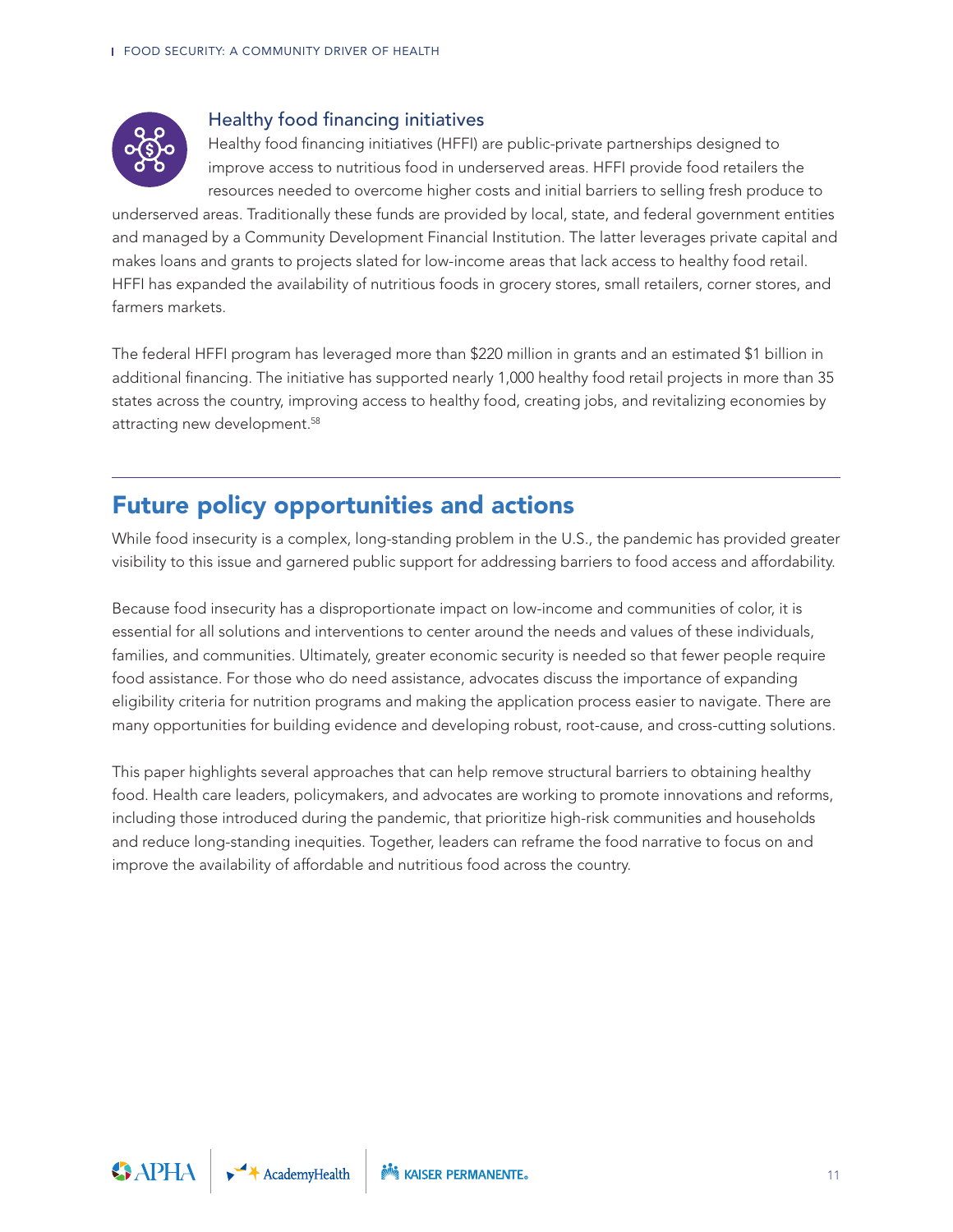### Healthy food financing initiatives

Healthy food financing initiatives (HFFI) are public-private partnerships designed to improve access to nutritious food in underserved areas. HFFI provide food retailers the resources needed to overcome higher costs and initial barriers to selling fresh produce to underserved areas. Traditionally these funds are provided by local, state, and federal government entities and managed by a Community Development Financial Institution. The latter leverages private capital and makes loans and grants to projects slated for low-income areas that lack access to healthy food retail. HFFI has expanded the availability of nutritious foods in grocery stores, small retailers, corner stores, and farmers markets.

The federal HFFI program has leveraged more than $220 million in grants and an estimated $1 billion in additional financing. The initiative has supported nearly 1,000 healthy food retail projects in more than 35 states across the country, improving access to healthy food, creating jobs, and revitalizing economies by attracting new development.[58]

## Future policy opportunities and actions

While food insecurity is a complex, long-standing problem in the U.S., the pandemic has provided greater visibility to this issue and garnered public support for addressing barriers to food access and affordability.

Because food insecurity has a disproportionate impact on low-income and communities of color, it is essential for all solutions and interventions to center around the needs and values of these individuals, families, and communities. Ultimately, greater economic security is needed so that fewer people require food assistance. For those who do need assistance, advocates discuss the importance of expanding eligibility criteria for nutrition programs and making the application process easier to navigate. There are many opportunities for building evidence and developing robust, root-cause, and cross-cutting solutions.

This paper highlights several approaches that can help remove structural barriers to obtaining healthy food. Health care leaders, policymakers, and advocates are working to promote innovations and reforms, including those introduced during the pandemic, that prioritize high-risk communities and households and reduce long-standing inequities. Together, leaders can reframe the food narrative to focus on and improve the availability of affordable and nutritious food across the country.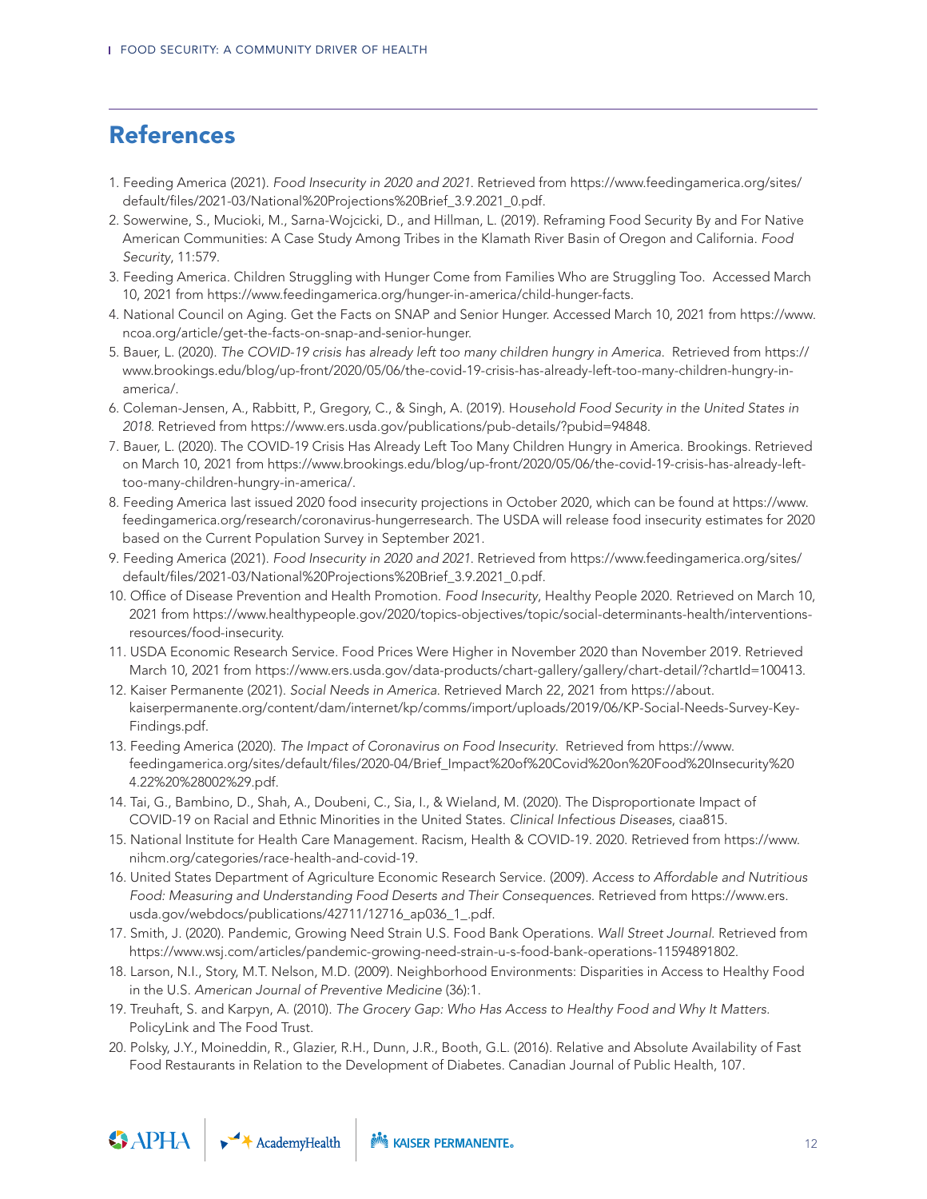## References

1. Feeding America (2021). *Food Insecurity in 2020 and 2021*. Retrieved from https://www.feedingamerica.org/sites/default/files/2021-03/National%20Projections%20Brief_3.9.2021_0.pdf.
2. Sowerwine, S., Mucioki, M., Sarna-Wojcicki, D., and Hillman, L. (2019). Reframing Food Security By and For Native American Communities: A Case Study Among Tribes in the Klamath River Basin of Oregon and California. *Food Security*, 11:579.
3. Feeding America. Children Struggling with Hunger Come from Families Who are Struggling Too. Accessed March 10, 2021 from https://www.feedingamerica.org/hunger-in-america/child-hunger-facts.
4. National Council on Aging. Get the Facts on SNAP and Senior Hunger. Accessed March 10, 2021 from https://www.ncoa.org/article/get-the-facts-on-snap-and-senior-hunger.
5. Bauer, L. (2020). *The COVID-19 crisis has already left too many children hungry in America*. Retrieved from https://www.brookings.edu/blog/up-front/2020/05/06/the-covid-19-crisis-has-already-left-too-many-children-hungry-in-america/.
6. Coleman-Jensen, A., Rabbitt, P., Gregory, C., & Singh, A. (2019). H*ousehold Food Security in the United States in 2018*. Retrieved from https://www.ers.usda.gov/publications/pub-details/?pubid=94848.
7. Bauer, L. (2020). The COVID-19 Crisis Has Already Left Too Many Children Hungry in America. Brookings. Retrieved on March 10, 2021 from https://www.brookings.edu/blog/up-front/2020/05/06/the-covid-19-crisis-has-already-left-too-many-children-hungry-in-america/.
8. Feeding America last issued 2020 food insecurity projections in October 2020, which can be found at https://www.feedingamerica.org/research/coronavirus-hungerresearch. The USDA will release food insecurity estimates for 2020 based on the Current Population Survey in September 2021.
9. Feeding America (2021). *Food Insecurity in 2020 and 2021*. Retrieved from https://www.feedingamerica.org/sites/default/files/2021-03/National%20Projections%20Brief_3.9.2021_0.pdf.
10. Office of Disease Prevention and Health Promotion. *Food Insecurity*, Healthy People 2020. Retrieved on March 10, 2021 from https://www.healthypeople.gov/2020/topics-objectives/topic/social-determinants-health/interventions-resources/food-insecurity.
11. USDA Economic Research Service. Food Prices Were Higher in November 2020 than November 2019. Retrieved March 10, 2021 from https://www.ers.usda.gov/data-products/chart-gallery/gallery/chart-detail/?chartId=100413.
12. Kaiser Permanente (2021). *Social Needs in America*. Retrieved March 22, 2021 from https://about.kaiserpermanente.org/content/dam/internet/kp/comms/import/uploads/2019/06/KP-Social-Needs-Survey-Key-Findings.pdf.
13. Feeding America (2020). *The Impact of Coronavirus on Food Insecurity*. Retrieved from https://www.feedingamerica.org/sites/default/files/2020-04/Brief_Impact%20of%20Covid%20on%20Food%20Insecurity%204.22%20%28002%29.pdf.
14. Tai, G., Bambino, D., Shah, A., Doubeni, C., Sia, I., & Wieland, M. (2020). The Disproportionate Impact of COVID-19 on Racial and Ethnic Minorities in the United States. *Clinical Infectious Diseases*, ciaa815.
15. National Institute for Health Care Management. Racism, Health & COVID-19. 2020. Retrieved from https://www.nihcm.org/categories/race-health-and-covid-19.
16. United States Department of Agriculture Economic Research Service. (2009). *Access to Affordable and Nutritious Food: Measuring and Understanding Food Deserts and Their Consequences*. Retrieved from https://www.ers.usda.gov/webdocs/publications/42711/12716_ap036_1_.pdf.
17. Smith, J. (2020). Pandemic, Growing Need Strain U.S. Food Bank Operations. *Wall Street Journal*. Retrieved from https://www.wsj.com/articles/pandemic-growing-need-strain-u-s-food-bank-operations-11594891802.
18. Larson, N.I., Story, M.T. Nelson, M.D. (2009). Neighborhood Environments: Disparities in Access to Healthy Food in the U.S. *American Journal of Preventive Medicine* (36):1.
19. Treuhaft, S. and Karpyn, A. (2010). *The Grocery Gap: Who Has Access to Healthy Food and Why It Matters*. PolicyLink and The Food Trust.
20. Polsky, J.Y., Moineddin, R., Glazier, R.H., Dunn, J.R., Booth, G.L. (2016). Relative and Absolute Availability of Fast Food Restaurants in Relation to the Development of Diabetes. Canadian Journal of Public Health, 107.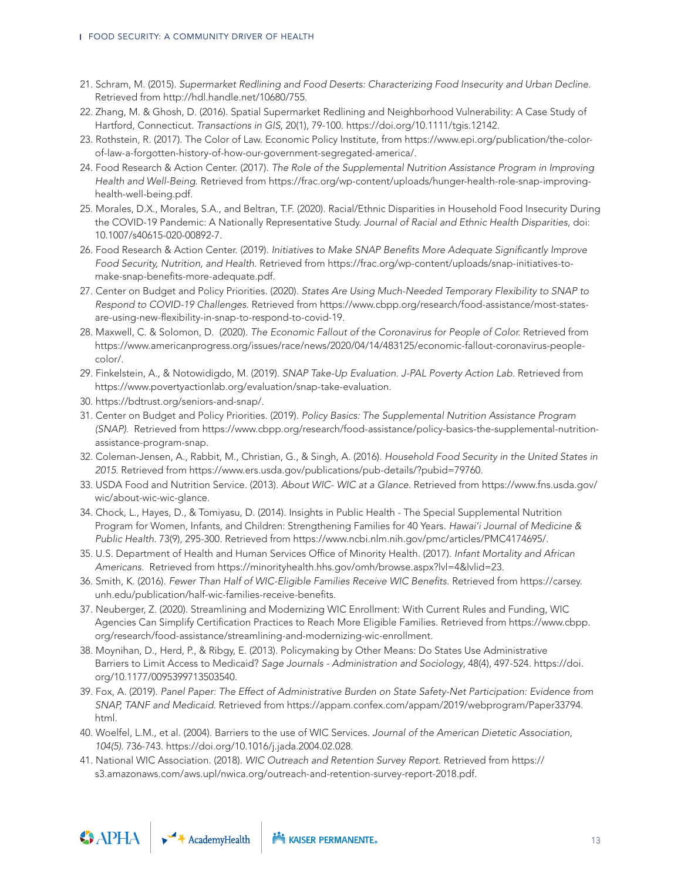21. Schram, M. (2015). *Supermarket Redlining and Food Deserts: Characterizing Food Insecurity and Urban Decline*. Retrieved from http://hdl.handle.net/10680/755.
22. Zhang, M. & Ghosh, D. (2016). Spatial Supermarket Redlining and Neighborhood Vulnerability: A Case Study of Hartford, Connecticut. *Transactions in GIS*, 20(1), 79-100. https://doi.org/10.1111/tgis.12142.
23. Rothstein, R. (2017). The Color of Law. Economic Policy Institute, from https://www.epi.org/publication/the-color-of-law-a-forgotten-history-of-how-our-government-segregated-america/.
24. Food Research & Action Center. (2017). *The Role of the Supplemental Nutrition Assistance Program in Improving Health and Well-Being*. Retrieved from https://frac.org/wp-content/uploads/hunger-health-role-snap-improving-health-well-being.pdf.
25. Morales, D.X., Morales, S.A., and Beltran, T.F. (2020). Racial/Ethnic Disparities in Household Food Insecurity During the COVID-19 Pandemic: A Nationally Representative Study. *Journal of Racial and Ethnic Health Disparities*, doi: 10.1007/s40615-020-00892-7.
26. Food Research & Action Center. (2019). *Initiatives to Make SNAP Benefits More Adequate Significantly Improve Food Security, Nutrition, and Health*. Retrieved from https://frac.org/wp-content/uploads/snap-initiatives-to-make-snap-benefits-more-adequate.pdf.
27. Center on Budget and Policy Priorities. (2020). *States Are Using Much-Needed Temporary Flexibility to SNAP to Respond to COVID-19 Challenges*. Retrieved from https://www.cbpp.org/research/food-assistance/most-states-are-using-new-flexibility-in-snap-to-respond-to-covid-19.
28. Maxwell, C. & Solomon, D. (2020). *The Economic Fallout of the Coronavirus for People of Color*. Retrieved from https://www.americanprogress.org/issues/race/news/2020/04/14/483125/economic-fallout-coronavirus-people-color/.
29. Finkelstein, A., & Notowidigdo, M. (2019). *SNAP Take-Up Evaluation. J-PAL Poverty Action Lab*. Retrieved from https://www.povertyactionlab.org/evaluation/snap-take-evaluation.
30. https://bdtrust.org/seniors-and-snap/.
31. Center on Budget and Policy Priorities. (2019). *Policy Basics: The Supplemental Nutrition Assistance Program (SNAP)*. Retrieved from https://www.cbpp.org/research/food-assistance/policy-basics-the-supplemental-nutrition-assistance-program-snap.
32. Coleman-Jensen, A., Rabbit, M., Christian, G., & Singh, A. (2016). *Household Food Security in the United States in 2015*. Retrieved from https://www.ers.usda.gov/publications/pub-details/?pubid=79760.
33. USDA Food and Nutrition Service. (2013). *About WIC- WIC at a Glance*. Retrieved from https://www.fns.usda.gov/wic/about-wic-wic-glance.
34. Chock, L., Hayes, D., & Tomiyasu, D. (2014). Insights in Public Health - The Special Supplemental Nutrition Program for Women, Infants, and Children: Strengthening Families for 40 Years. *Hawai'i Journal of Medicine & Public Health*. 73(9), 295-300. Retrieved from https://www.ncbi.nlm.nih.gov/pmc/articles/PMC4174695/.
35. U.S. Department of Health and Human Services Office of Minority Health. (2017). *Infant Mortality and African Americans*. Retrieved from https://minorityhealth.hhs.gov/omh/browse.aspx?lvl=4&lvlid=23.
36. Smith, K. (2016). *Fewer Than Half of WIC-Eligible Families Receive WIC Benefits*. Retrieved from https://carsey.unh.edu/publication/half-wic-families-receive-benefits.
37. Neuberger, Z. (2020). Streamlining and Modernizing WIC Enrollment: With Current Rules and Funding, WIC Agencies Can Simplify Certification Practices to Reach More Eligible Families. Retrieved from https://www.cbpp.org/research/food-assistance/streamlining-and-modernizing-wic-enrollment.
38. Moynihan, D., Herd, P., & Ribgy, E. (2013). Policymaking by Other Means: Do States Use Administrative Barriers to Limit Access to Medicaid? *Sage Journals - Administration and Sociology*, 48(4), 497-524. https://doi.org/10.1177/0095399713503540.
39. Fox, A. (2019). *Panel Paper: The Effect of Administrative Burden on State Safety-Net Participation: Evidence from SNAP, TANF and Medicaid*. Retrieved from https://appam.confex.com/appam/2019/webprogram/Paper33794.html.
40. Woelfel, L.M., et al. (2004). Barriers to the use of WIC Services. *Journal of the American Dietetic Association, 104(5)*. 736-743. https://doi.org/10.1016/j.jada.2004.02.028.
41. National WIC Association. (2018). *WIC Outreach and Retention Survey Report*. Retrieved from https://s3.amazonaws.com/aws.upl/nwica.org/outreach-and-retention-survey-report-2018.pdf.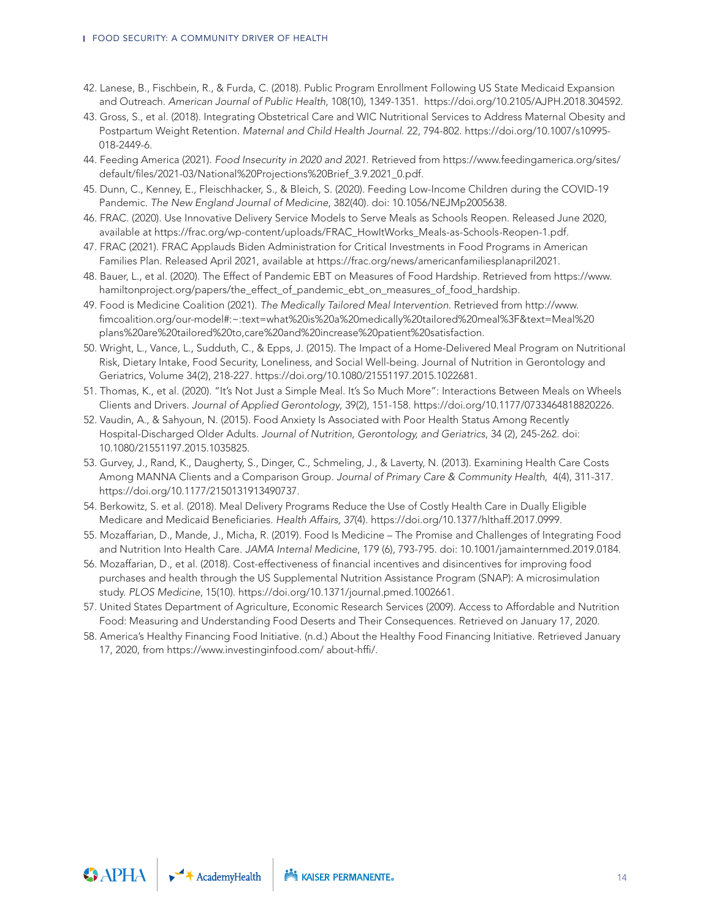42. Lanese, B., Fischbein, R., & Furda, C. (2018). Public Program Enrollment Following US State Medicaid Expansion and Outreach. *American Journal of Public Health*, 108(10), 1349-1351. https://doi.org/10.2105/AJPH.2018.304592.
43. Gross, S., et al. (2018). Integrating Obstetrical Care and WIC Nutritional Services to Address Maternal Obesity and Postpartum Weight Retention. *Maternal and Child Health Journal*. 22, 794-802. https://doi.org/10.1007/s10995-018-2449-6.
44. Feeding America (2021). *Food Insecurity in 2020 and 2021*. Retrieved from https://www.feedingamerica.org/sites/default/files/2021-03/National%20Projections%20Brief_3.9.2021_0.pdf.
45. Dunn, C., Kenney, E., Fleischhacker, S., & Bleich, S. (2020). Feeding Low-Income Children during the COVID-19 Pandemic. *The New England Journal of Medicine*, 382(40). doi: 10.1056/NEJMp2005638.
46. FRAC. (2020). Use Innovative Delivery Service Models to Serve Meals as Schools Reopen. Released June 2020, available at https://frac.org/wp-content/uploads/FRAC_HowItWorks_Meals-as-Schools-Reopen-1.pdf.
47. FRAC (2021). FRAC Applauds Biden Administration for Critical Investments in Food Programs in American Families Plan. Released April 2021, available at https://frac.org/news/americanfamiliesplanapril2021.
48. Bauer, L., et al. (2020). The Effect of Pandemic EBT on Measures of Food Hardship. Retrieved from https://www.hamiltonproject.org/papers/the_effect_of_pandemic_ebt_on_measures_of_food_hardship.
49. Food is Medicine Coalition (2021). *The Medically Tailored Meal Intervention*. Retrieved from http://www.fimcoalition.org/our-model#:~:text=what%20is%20a%20medically%20tailored%20meal%3F&text=Meal%20plans%20are%20tailored%20to,care%20and%20increase%20patient%20satisfaction.
50. Wright, L., Vance, L., Sudduth, C., & Epps, J. (2015). The Impact of a Home-Delivered Meal Program on Nutritional Risk, Dietary Intake, Food Security, Loneliness, and Social Well-being. Journal of Nutrition in Gerontology and Geriatrics, Volume 34(2), 218-227. https://doi.org/10.1080/21551197.2015.1022681.
51. Thomas, K., et al. (2020). "It's Not Just a Simple Meal. It's So Much More": Interactions Between Meals on Wheels Clients and Drivers. *Journal of Applied Gerontology*, 39(2), 151-158. https://doi.org/10.1177/0733464818820226.
52. Vaudin, A., & Sahyoun, N. (2015). Food Anxiety Is Associated with Poor Health Status Among Recently Hospital-Discharged Older Adults. *Journal of Nutrition, Gerontology, and Geriatrics*, 34 (2), 245-262. doi: 10.1080/21551197.2015.1035825.
53. Gurvey, J., Rand, K., Daugherty, S., Dinger, C., Schmeling, J., & Laverty, N. (2013). Examining Health Care Costs Among MANNA Clients and a Comparison Group. *Journal of Primary Care & Community Health*, 4(4), 311-317. https://doi.org/10.1177/2150131913490737.
54. Berkowitz, S. et al. (2018). Meal Delivery Programs Reduce the Use of Costly Health Care in Dually Eligible Medicare and Medicaid Beneficiaries. *Health Affairs, 37*(4). https://doi.org/10.1377/hlthaff.2017.0999.
55. Mozaffarian, D., Mande, J., Micha, R. (2019). Food Is Medicine – The Promise and Challenges of Integrating Food and Nutrition Into Health Care. *JAMA Internal Medicine*, 179 (6), 793-795. doi: 10.1001/jamainternmed.2019.0184.
56. Mozaffarian, D., et al. (2018). Cost-effectiveness of financial incentives and disincentives for improving food purchases and health through the US Supplemental Nutrition Assistance Program (SNAP): A microsimulation study. *PLOS Medicine*, 15(10). https://doi.org/10.1371/journal.pmed.1002661.
57. United States Department of Agriculture, Economic Research Services (2009). Access to Affordable and Nutrition Food: Measuring and Understanding Food Deserts and Their Consequences. Retrieved on January 17, 2020.
58. America's Healthy Financing Food Initiative. (n.d.) About the Healthy Food Financing Initiative. Retrieved January 17, 2020, from https://www.investinginfood.com/ about-hffi/.